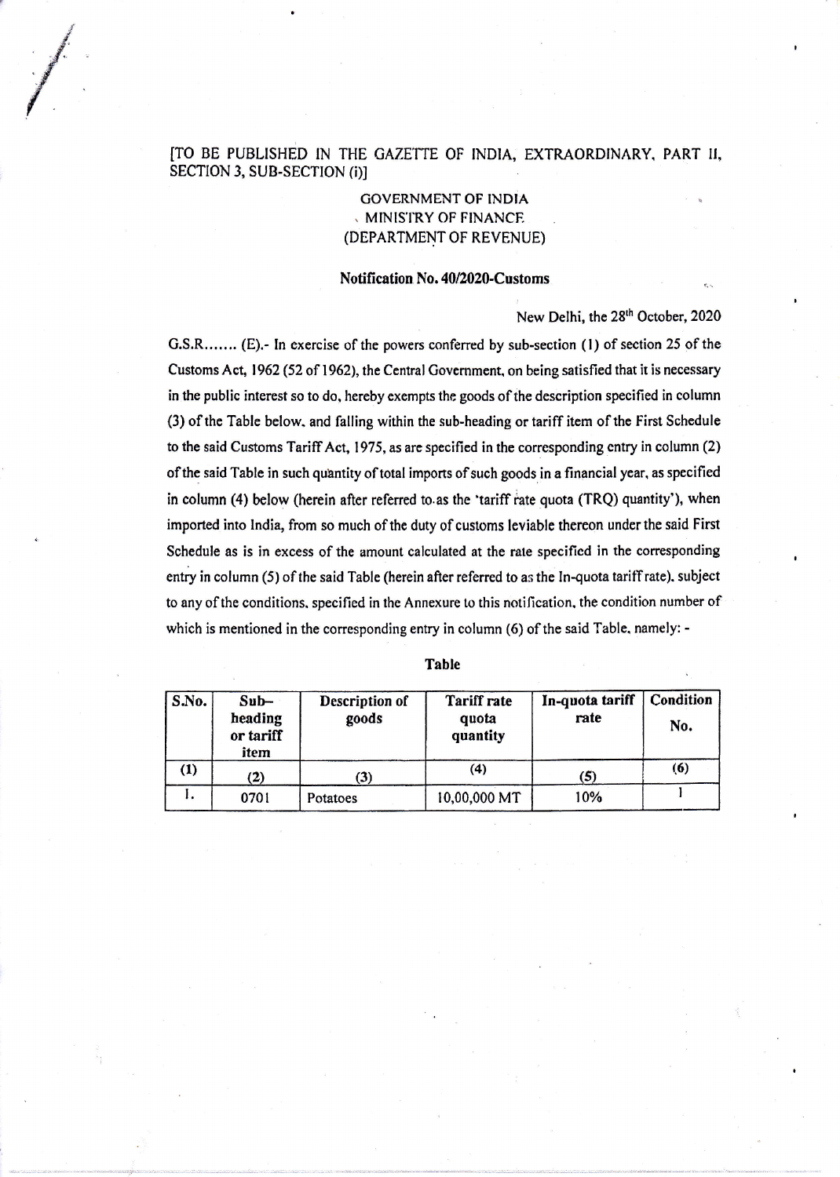[TO BE PUBLISHED IN THE GAZETTE OF INDIA, EXTRAORDINARY, PART II, SECTION 3, SUB-SECTION (i)]

GOVERNMENT OF INDIA
MINISTRY OF FINANCE
(DEPARTMENT OF REVENUE)

**Notification No. 40/2020-Customs**

New Delhi, the 28th October, 2020

G.S.R....... (E).- In exercise of the powers conferred by sub-section (1) of section 25 of the Customs Act, 1962 (52 of 1962), the Central Government, on being satisfied that it is necessary in the public interest so to do, hereby exempts the goods of the description specified in column (3) of the Table below, and falling within the sub-heading or tariff item of the First Schedule to the said Customs Tariff Act, 1975, as are specified in the corresponding entry in column (2) of the said Table in such quantity of total imports of such goods in a financial year, as specified in column (4) below (herein after referred to as the 'tariff rate quota (TRQ) quantity'), when imported into India, from so much of the duty of customs leviable thereon under the said First Schedule as is in excess of the amount calculated at the rate specified in the corresponding entry in column (5) of the said Table (herein after referred to as the In-quota tariff rate), subject to any of the conditions, specified in the Annexure to this notification, the condition number of which is mentioned in the corresponding entry in column (6) of the said Table, namely: -

**Table**

| S.No. | Sub-heading or tariff item | Description of goods | Tariff rate quota quantity | In-quota tariff rate | Condition No. |
|---|---|---|---|---|---|
| (1) | (2) | (3) | (4) | (5) | (6) |
| 1. | 0701 | Potatoes | 10,00,000 MT | 10% | 1 |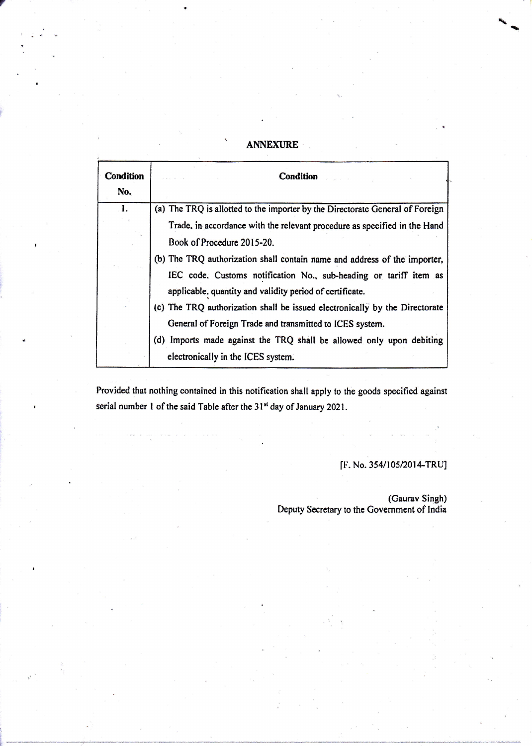## ANNEXURE

| Condition No. | Condition |
|---|---|
| 1. | (a) The TRQ is allotted to the importer by the Directorate General of Foreign Trade, in accordance with the relevant procedure as specified in the Hand Book of Procedure 2015-20.<br>(b) The TRQ authorization shall contain name and address of the importer, IEC code, Customs notification No., sub-heading or tariff item as applicable, quantity and validity period of certificate.<br>(c) The TRQ authorization shall be issued electronically by the Directorate General of Foreign Trade and transmitted to ICES system.<br>(d) Imports made against the TRQ shall be allowed only upon debiting electronically in the ICES system. |

Provided that nothing contained in this notification shall apply to the goods specified against serial number 1 of the said Table after the 31st day of January 2021.

[F. No. 354/105/2014-TRU]

(Gaurav Singh)
Deputy Secretary to the Government of India